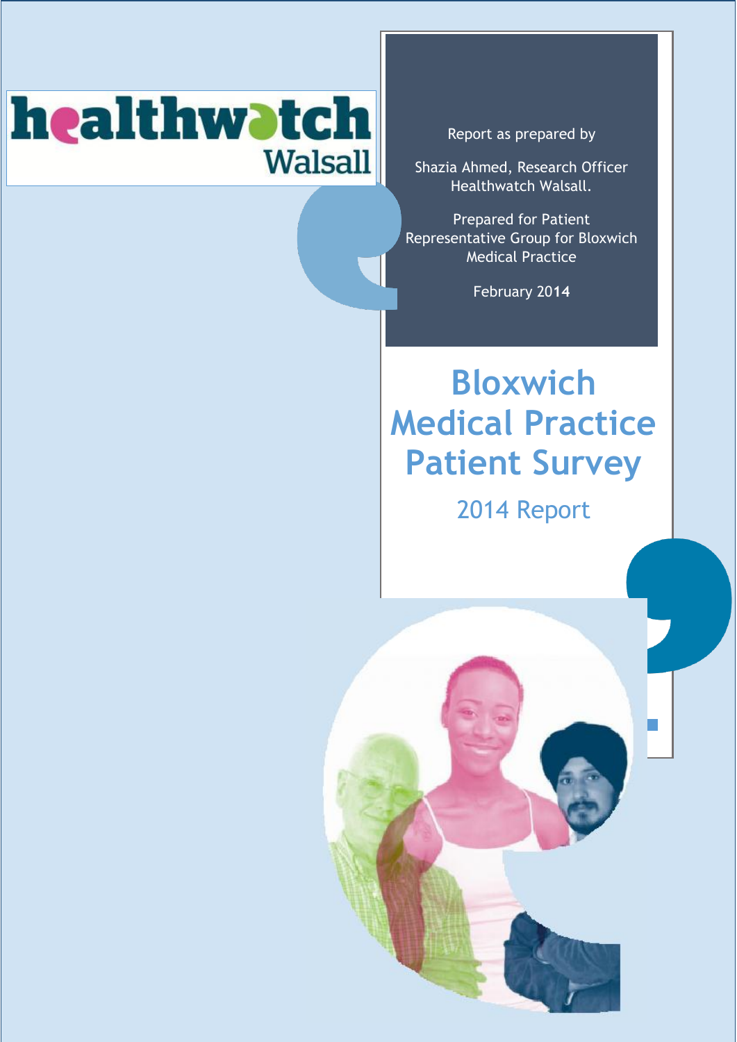healthwatch Walsall

Report as prepared by

Shazia Ahmed, Research Officer Healthwatch Walsall.

Prepared for Patient Representative Group for Bloxwich Medical Practice

February 2014

# Bloxwich Medical Practice Patient Survey

## 2014 Report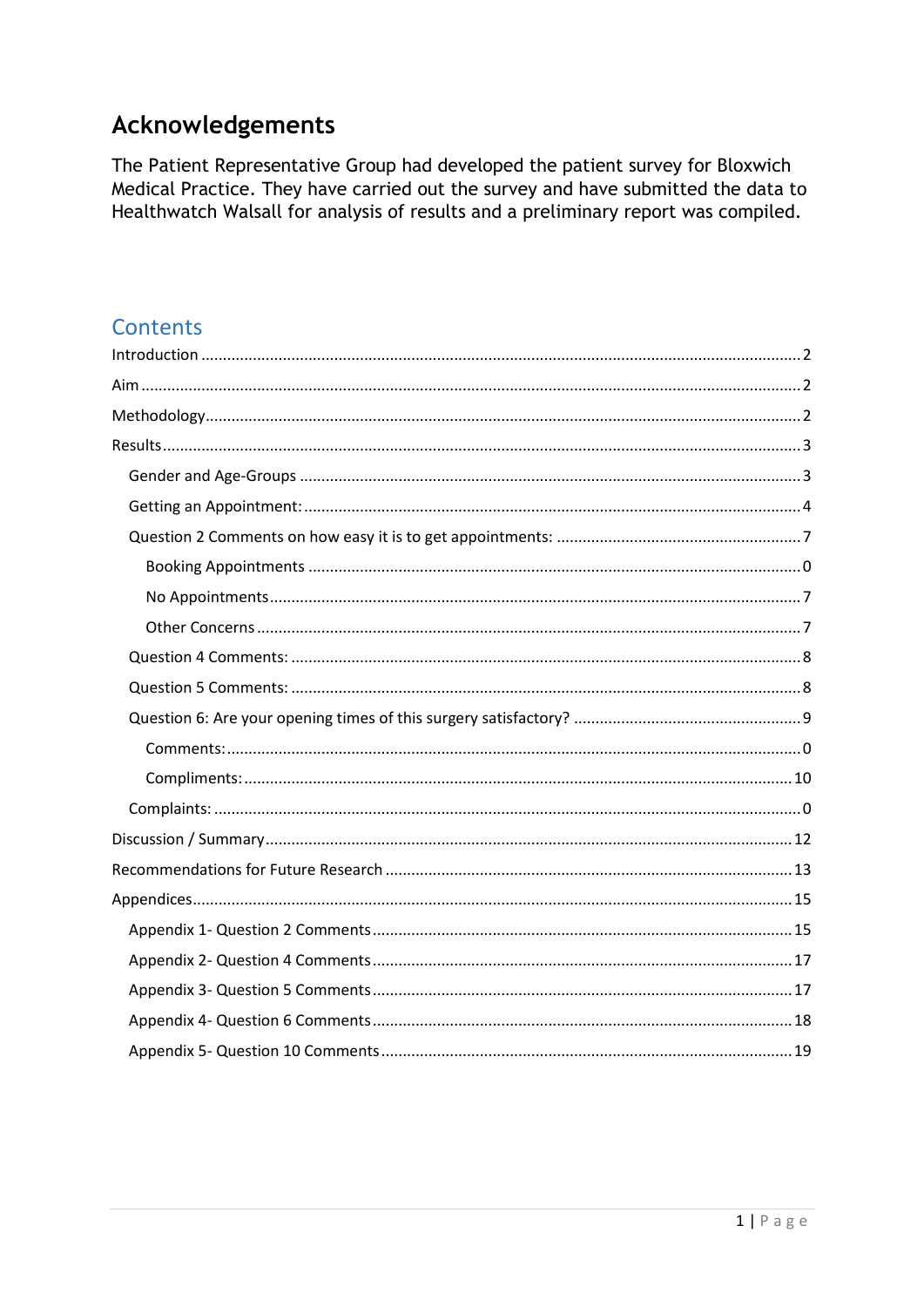# Acknowledgements

The Patient Representative Group had developed the patient survey for Bloxwich Medical Practice. They have carried out the survey and have submitted the data to Healthwatch Walsall for analysis of results and a preliminary report was compiled.

## Contents

- Introduction ........ 2
- Aim ........ 2
- Methodology ........ 2
- Results ........ 3
  - Gender and Age-Groups ........ 3
  - Getting an Appointment: ........ 4
  - Question 2 Comments on how easy it is to get appointments: ........ 7
    - Booking Appointments ........ 0
    - No Appointments ........ 7
    - Other Concerns ........ 7
  - Question 4 Comments: ........ 8
  - Question 5 Comments: ........ 8
  - Question 6: Are your opening times of this surgery satisfactory? ........ 9
    - Comments: ........ 0
    - Compliments: ........ 10
  - Complaints: ........ 0
- Discussion / Summary ........ 12
- Recommendations for Future Research ........ 13
- Appendices ........ 15
  - Appendix 1- Question 2 Comments ........ 15
  - Appendix 2- Question 4 Comments ........ 17
  - Appendix 3- Question 5 Comments ........ 17
  - Appendix 4- Question 6 Comments ........ 18
  - Appendix 5- Question 10 Comments ........ 19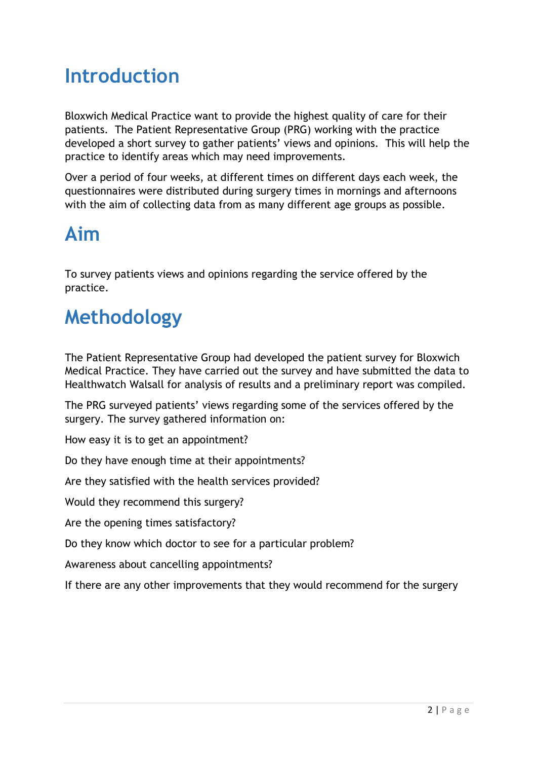# Introduction

Bloxwich Medical Practice want to provide the highest quality of care for their patients. The Patient Representative Group (PRG) working with the practice developed a short survey to gather patients' views and opinions. This will help the practice to identify areas which may need improvements.

Over a period of four weeks, at different times on different days each week, the questionnaires were distributed during surgery times in mornings and afternoons with the aim of collecting data from as many different age groups as possible.

# Aim

To survey patients views and opinions regarding the service offered by the practice.

# Methodology

The Patient Representative Group had developed the patient survey for Bloxwich Medical Practice. They have carried out the survey and have submitted the data to Healthwatch Walsall for analysis of results and a preliminary report was compiled.

The PRG surveyed patients' views regarding some of the services offered by the surgery. The survey gathered information on:

How easy it is to get an appointment?

Do they have enough time at their appointments?

Are they satisfied with the health services provided?

Would they recommend this surgery?

Are the opening times satisfactory?

Do they know which doctor to see for a particular problem?

Awareness about cancelling appointments?

If there are any other improvements that they would recommend for the surgery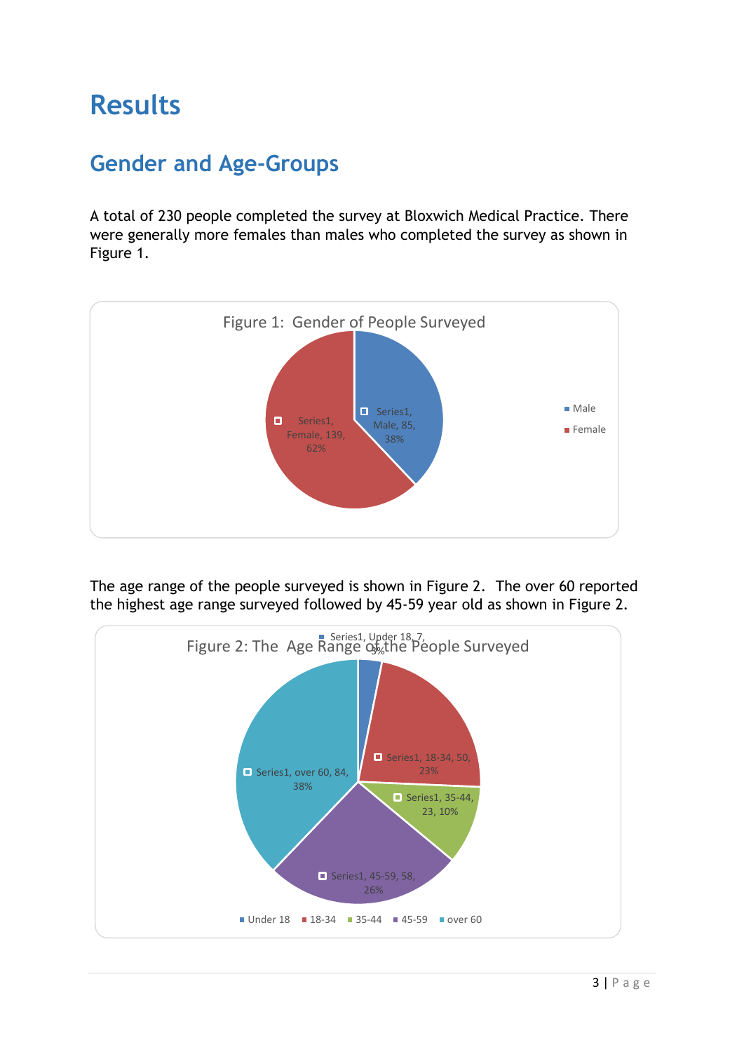# Results

## Gender and Age-Groups

A total of 230 people completed the survey at Bloxwich Medical Practice. There were generally more females than males who completed the survey as shown in Figure 1.

Figure 1: Gender of People Surveyed

| Gender | Number | Percentage |
|---|---|---|
| Male | 85 | 38% |
| Female | 139 | 62% |

The age range of the people surveyed is shown in Figure 2. The over 60 reported the highest age range surveyed followed by 45-59 year old as shown in Figure 2.

Figure 2: The Age Range of the People Surveyed

| Age Range | Number | Percentage |
|---|---|---|
| Under 18 | 7 | 3% |
| 18-34 | 50 | 23% |
| 35-44 | 23 | 10% |
| 45-59 | 58 | 26% |
| over 60 | 84 | 38% |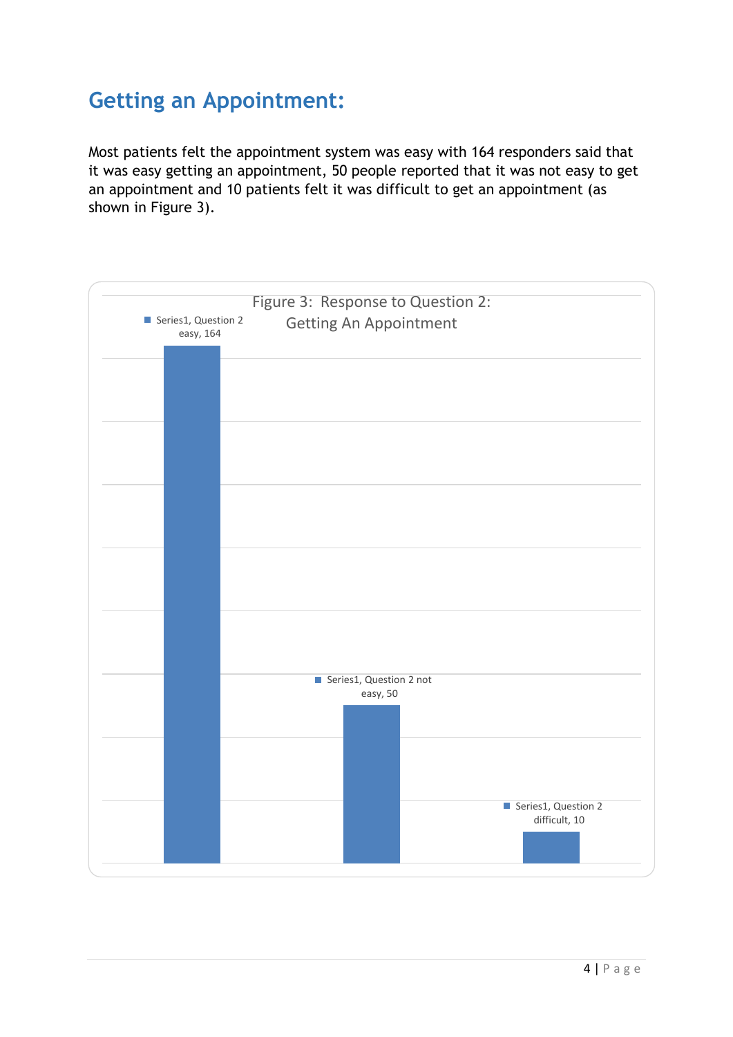## Getting an Appointment:

Most patients felt the appointment system was easy with 164 responders said that it was easy getting an appointment, 50 people reported that it was not easy to get an appointment and 10 patients felt it was difficult to get an appointment (as shown in Figure 3).

Figure 3: Response to Question 2: Getting An Appointment

| Response | Count |
|---|---|
| Question 2 easy | 164 |
| Question 2 not easy | 50 |
| Question 2 difficult | 10 |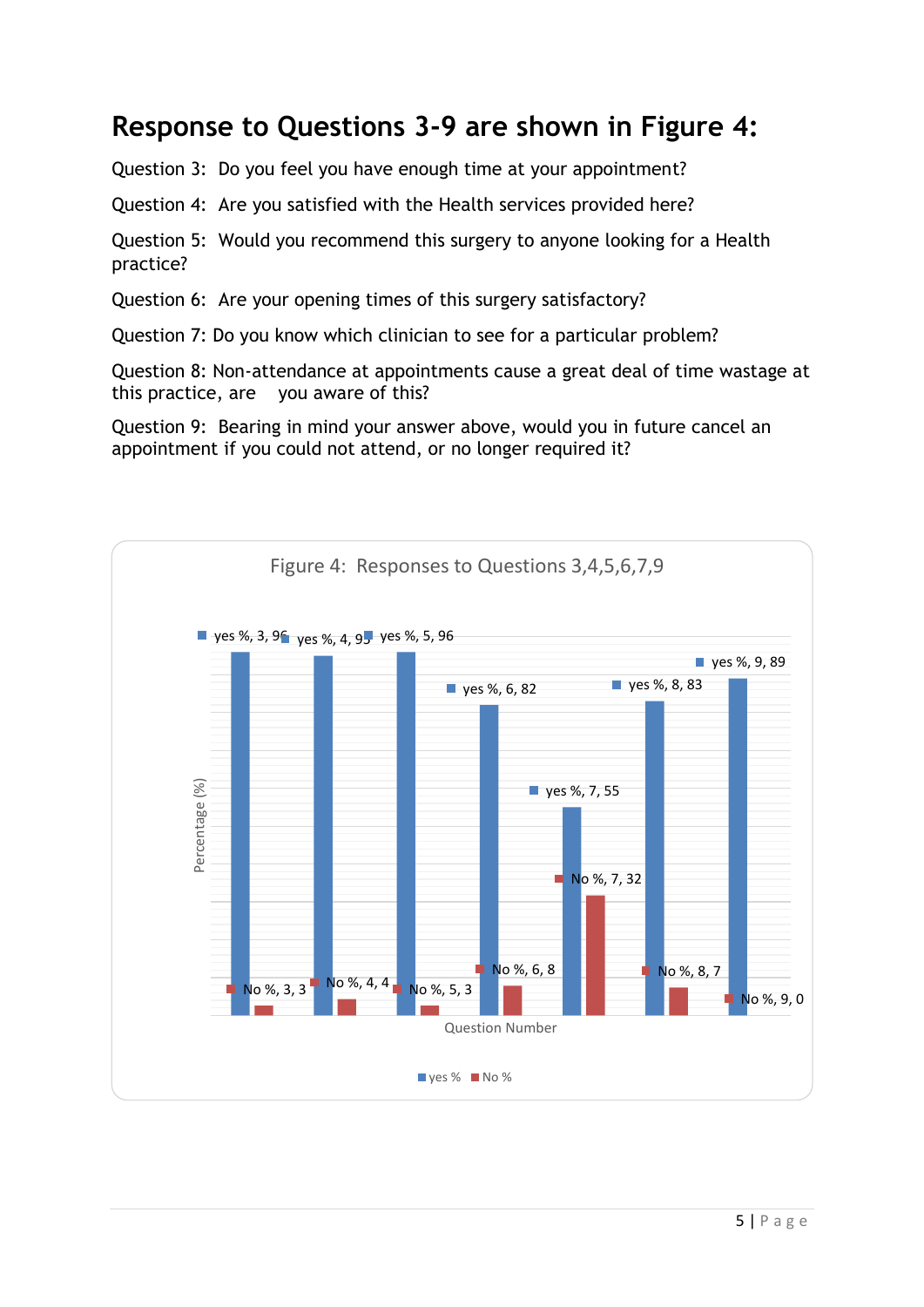# Response to Questions 3-9 are shown in Figure 4:

Question 3: Do you feel you have enough time at your appointment?

Question 4: Are you satisfied with the Health services provided here?

Question 5: Would you recommend this surgery to anyone looking for a Health practice?

Question 6: Are your opening times of this surgery satisfactory?

Question 7: Do you know which clinician to see for a particular problem?

Question 8: Non-attendance at appointments cause a great deal of time wastage at this practice, are you aware of this?

Question 9: Bearing in mind your answer above, would you in future cancel an appointment if you could not attend, or no longer required it?

Figure 4: Responses to Questions 3,4,5,6,7,9

| Question Number | yes % | No % |
|---|---|---|
| 3 | 96 | 3 |
| 4 | 95 | 4 |
| 5 | 96 | 3 |
| 6 | 82 | 8 |
| 7 | 55 | 32 |
| 8 | 83 | 7 |
| 9 | 89 | 0 |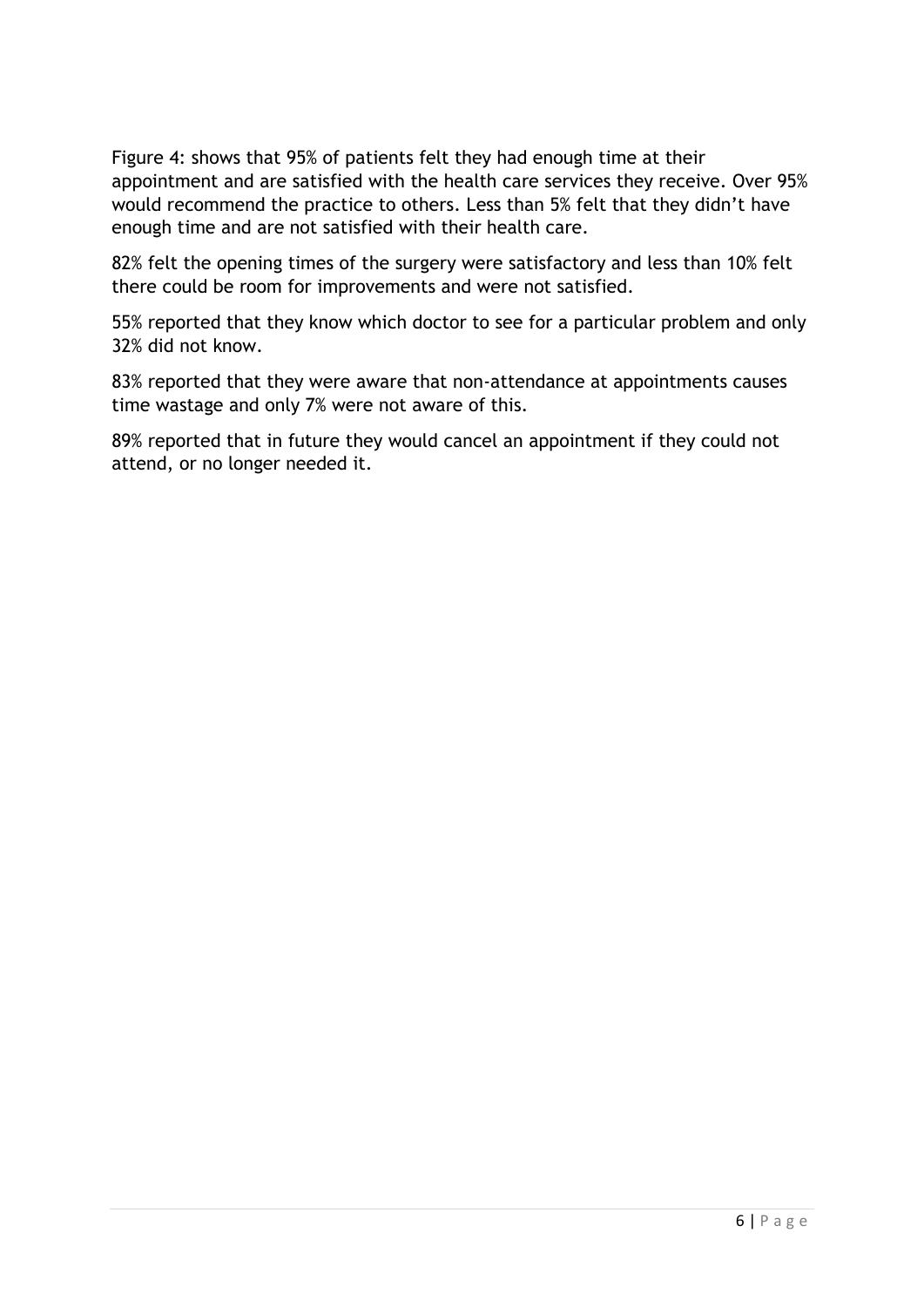Figure 4: shows that 95% of patients felt they had enough time at their appointment and are satisfied with the health care services they receive. Over 95% would recommend the practice to others. Less than 5% felt that they didn't have enough time and are not satisfied with their health care.

82% felt the opening times of the surgery were satisfactory and less than 10% felt there could be room for improvements and were not satisfied.

55% reported that they know which doctor to see for a particular problem and only 32% did not know.

83% reported that they were aware that non-attendance at appointments causes time wastage and only 7% were not aware of this.

89% reported that in future they would cancel an appointment if they could not attend, or no longer needed it.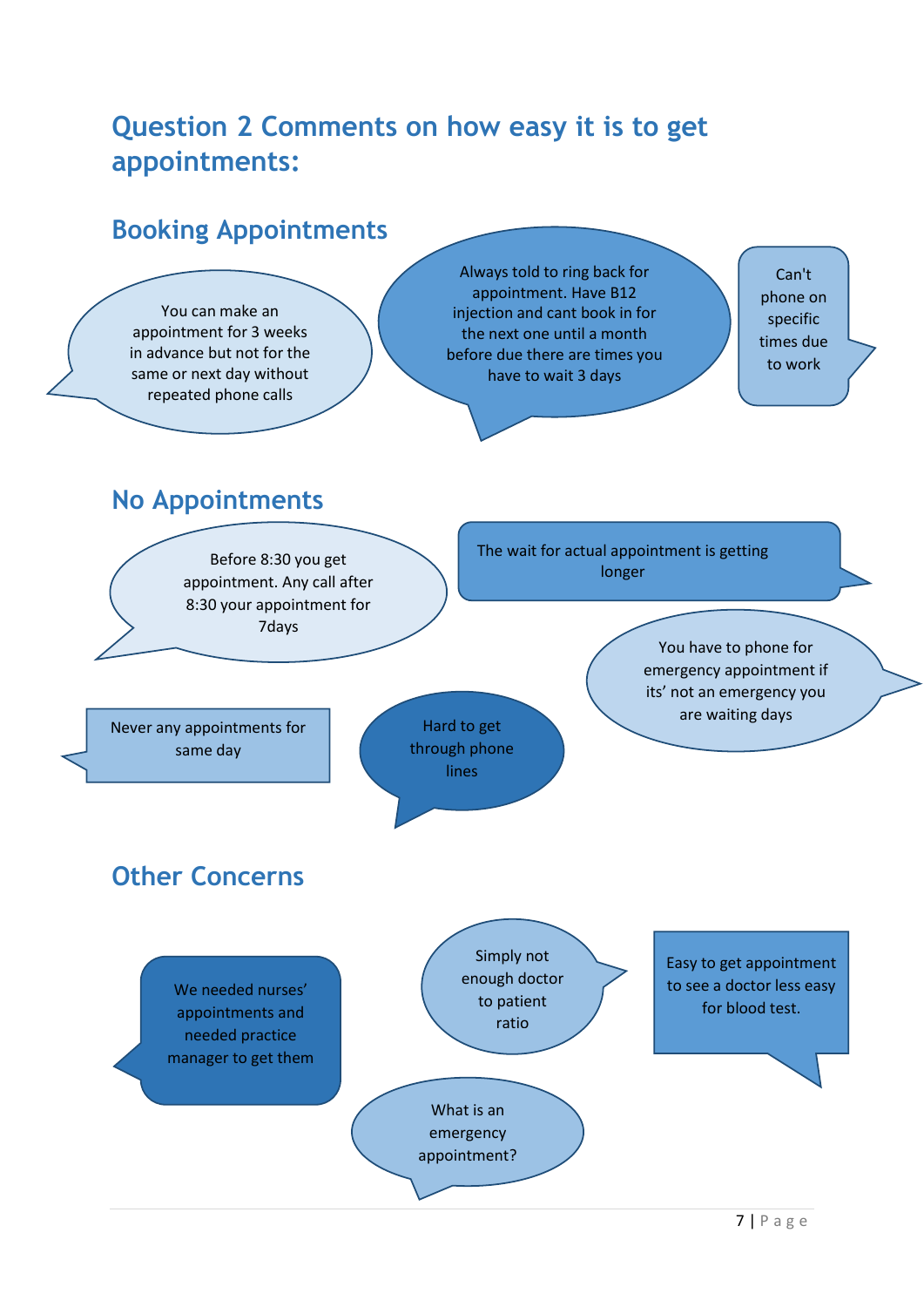# Question 2 Comments on how easy it is to get appointments:

## Booking Appointments

- You can make an appointment for 3 weeks in advance but not for the same or next day without repeated phone calls
- Always told to ring back for appointment. Have B12 injection and cant book in for the next one until a month before due there are times you have to wait 3 days
- Can't phone on specific times due to work

## No Appointments

- Before 8:30 you get appointment. Any call after 8:30 your appointment for 7days
- The wait for actual appointment is getting longer
- You have to phone for emergency appointment if its' not an emergency you are waiting days
- Never any appointments for same day
- Hard to get through phone lines

## Other Concerns

- We needed nurses' appointments and needed practice manager to get them
- Simply not enough doctor to patient ratio
- Easy to get appointment to see a doctor less easy for blood test.
- What is an emergency appointment?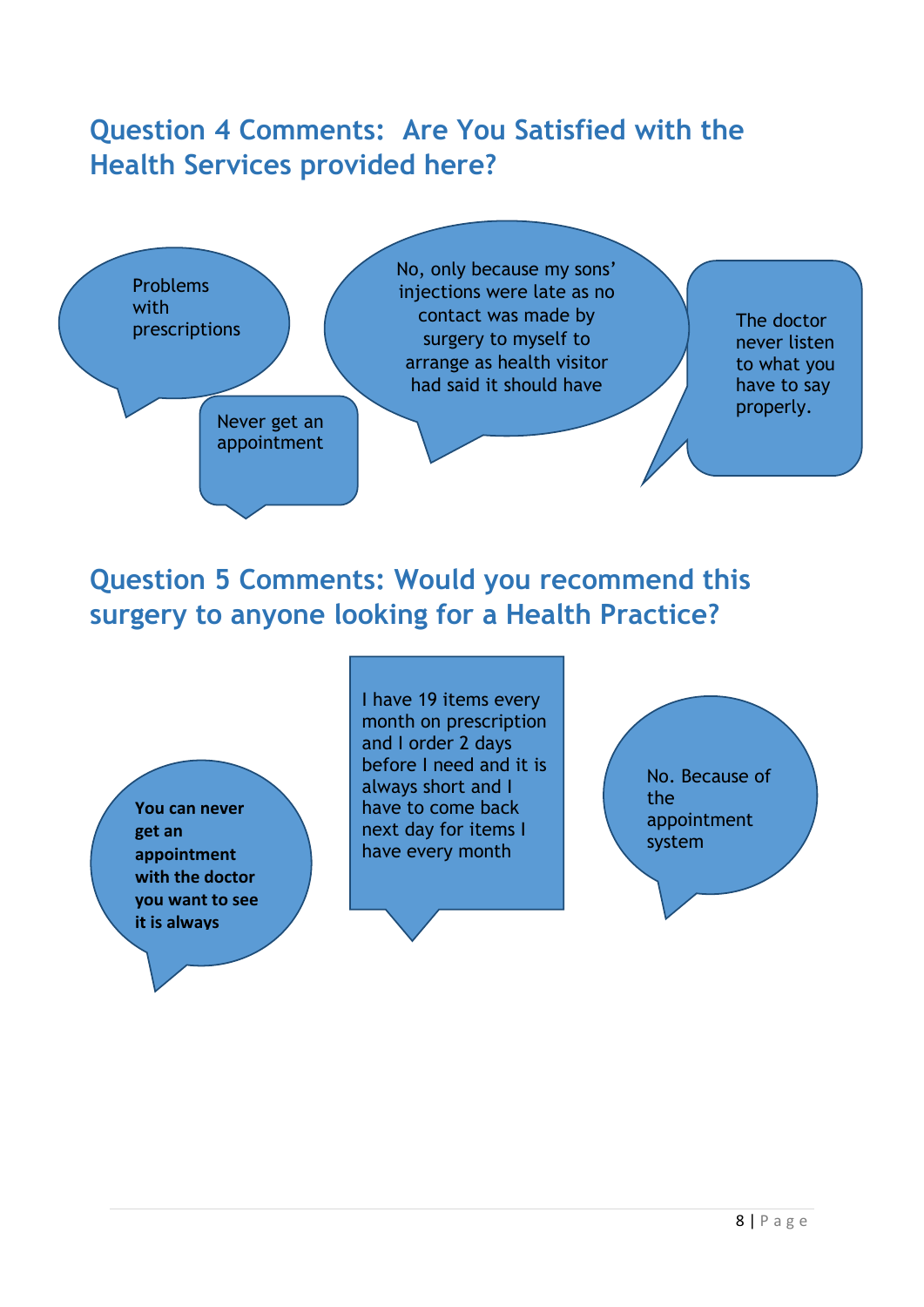## Question 4 Comments: Are You Satisfied with the Health Services provided here?

Problems with prescriptions

Never get an appointment

No, only because my sons' injections were late as no contact was made by surgery to myself to arrange as health visitor had said it should have

The doctor never listen to what you have to say properly.

## Question 5 Comments: Would you recommend this surgery to anyone looking for a Health Practice?

**You can never get an appointment with the doctor you want to see it is always**

I have 19 items every month on prescription and I order 2 days before I need and it is always short and I have to come back next day for items I have every month

No. Because of the appointment system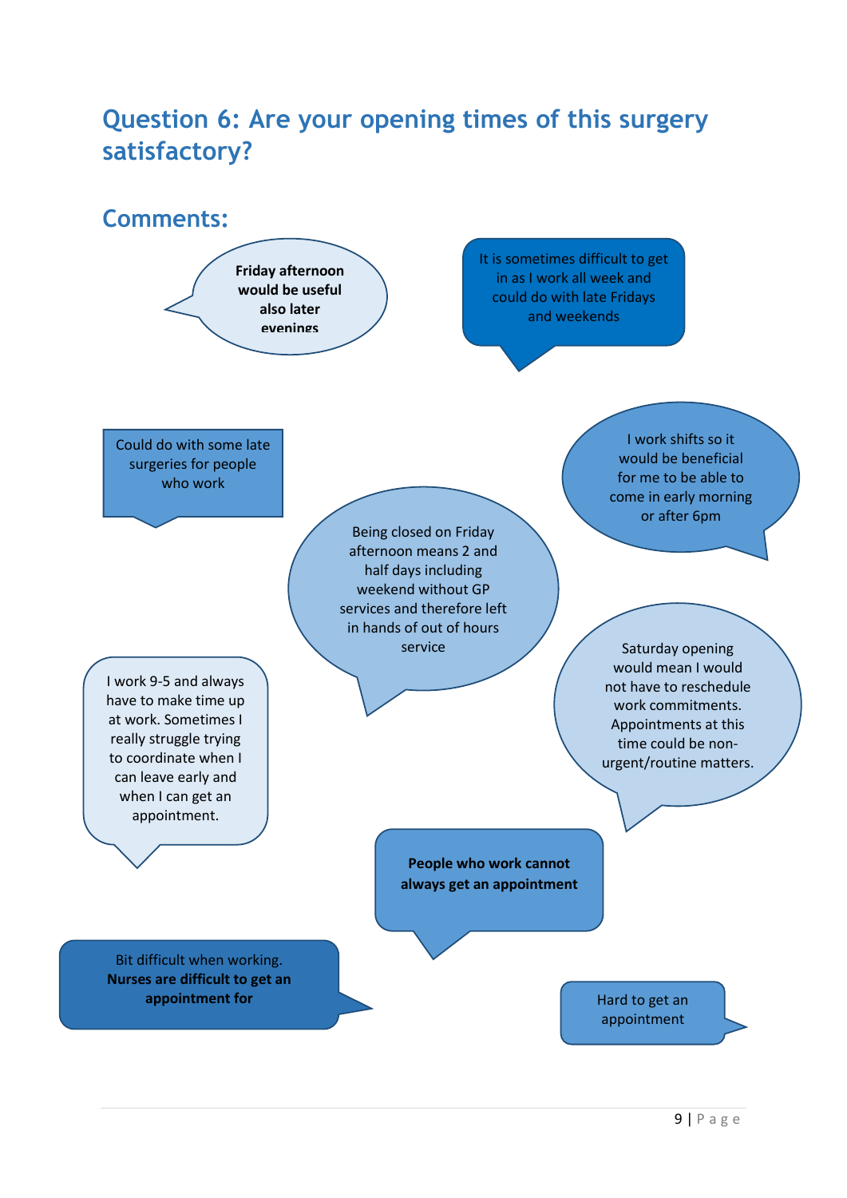# Question 6: Are your opening times of this surgery satisfactory?

## Comments:

**Friday afternoon would be useful also later evenings**

It is sometimes difficult to get in as I work all week and could do with late Fridays and weekends

Could do with some late surgeries for people who work

I work shifts so it would be beneficial for me to be able to come in early morning or after 6pm

Being closed on Friday afternoon means 2 and half days including weekend without GP services and therefore left in hands of out of hours service

I work 9-5 and always have to make time up at work. Sometimes I really struggle trying to coordinate when I can leave early and when I can get an appointment.

Saturday opening would mean I would not have to reschedule work commitments. Appointments at this time could be non-urgent/routine matters.

**People who work cannot always get an appointment**

Bit difficult when working. **Nurses are difficult to get an appointment for**

Hard to get an appointment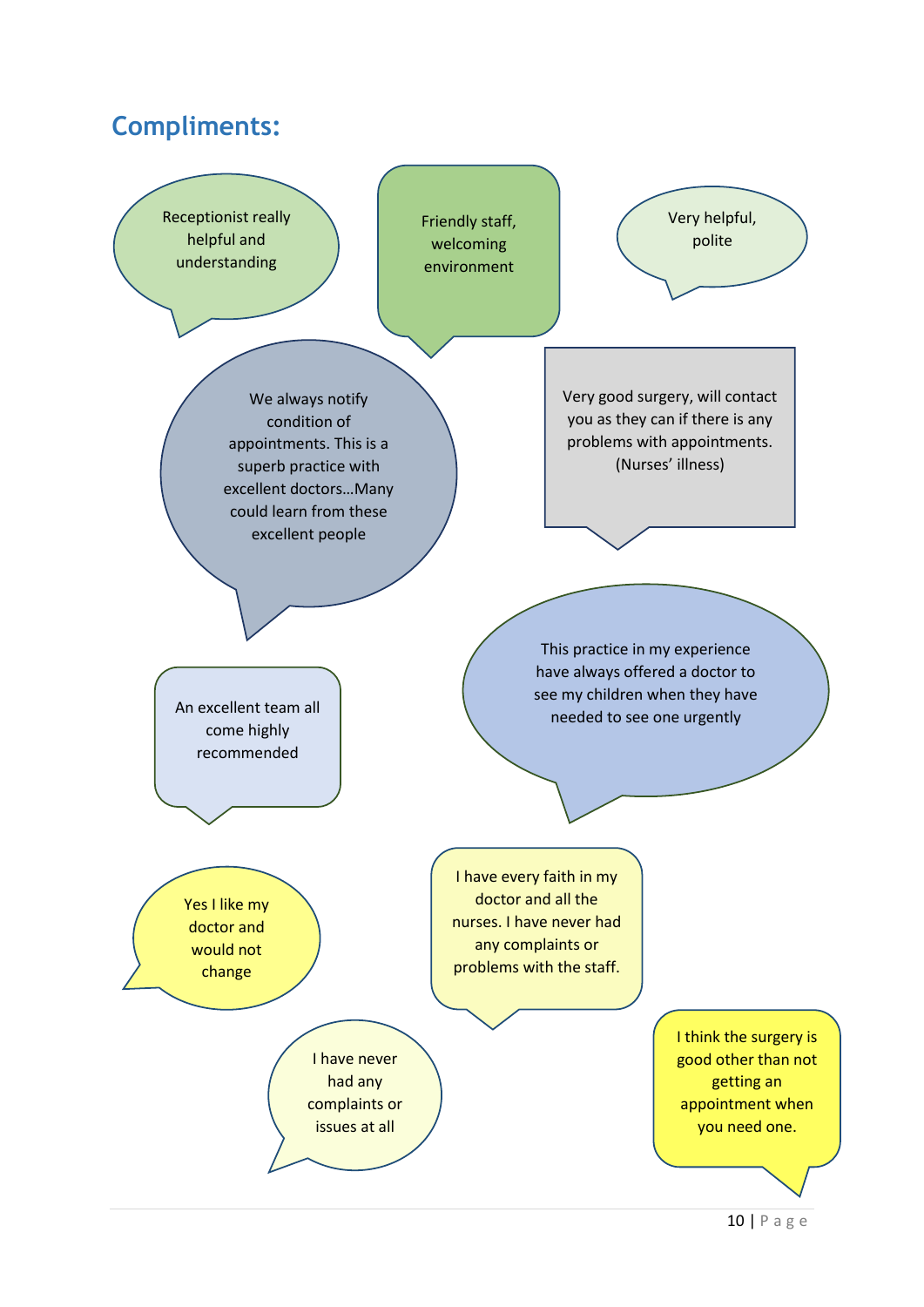## Compliments:

Receptionist really helpful and understanding

Friendly staff, welcoming environment

Very helpful, polite

We always notify condition of appointments. This is a superb practice with excellent doctors…Many could learn from these excellent people

Very good surgery, will contact you as they can if there is any problems with appointments. (Nurses' illness)

An excellent team all come highly recommended

This practice in my experience have always offered a doctor to see my children when they have needed to see one urgently

Yes I like my doctor and would not change

I have every faith in my doctor and all the nurses. I have never had any complaints or problems with the staff.

I have never had any complaints or issues at all

I think the surgery is good other than not getting an appointment when you need one.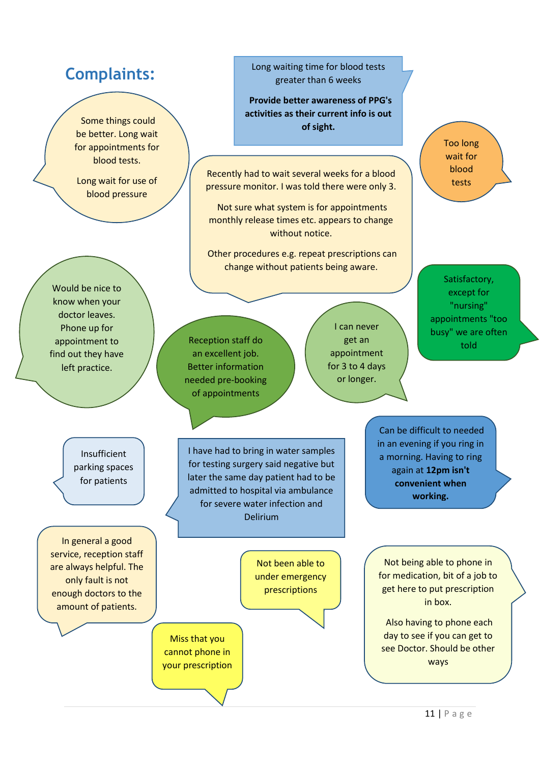## Complaints:

Long waiting time for blood tests greater than 6 weeks

**Provide better awareness of PPG's activities as their current info is out of sight.**

Some things could be better. Long wait for appointments for blood tests.

Long wait for use of blood pressure

Recently had to wait several weeks for a blood pressure monitor. I was told there were only 3.

Not sure what system is for appointments monthly release times etc. appears to change without notice.

Other procedures e.g. repeat prescriptions can change without patients being aware.

Too long wait for blood tests

Would be nice to know when your doctor leaves. Phone up for appointment to find out they have left practice.

Reception staff do an excellent job. Better information needed pre-booking of appointments

I can never get an appointment for 3 to 4 days or longer.

Satisfactory, except for "nursing" appointments "too busy" we are often told

Insufficient parking spaces for patients

I have had to bring in water samples for testing surgery said negative but later the same day patient had to be admitted to hospital via ambulance for severe water infection and Delirium

Can be difficult to needed in an evening if you ring in a morning. Having to ring again at **12pm isn't convenient when working.**

In general a good service, reception staff are always helpful. The only fault is not enough doctors to the amount of patients.

Not been able to under emergency prescriptions

Miss that you cannot phone in your prescription

Not being able to phone in for medication, bit of a job to get here to put prescription in box.

Also having to phone each day to see if you can get to see Doctor. Should be other ways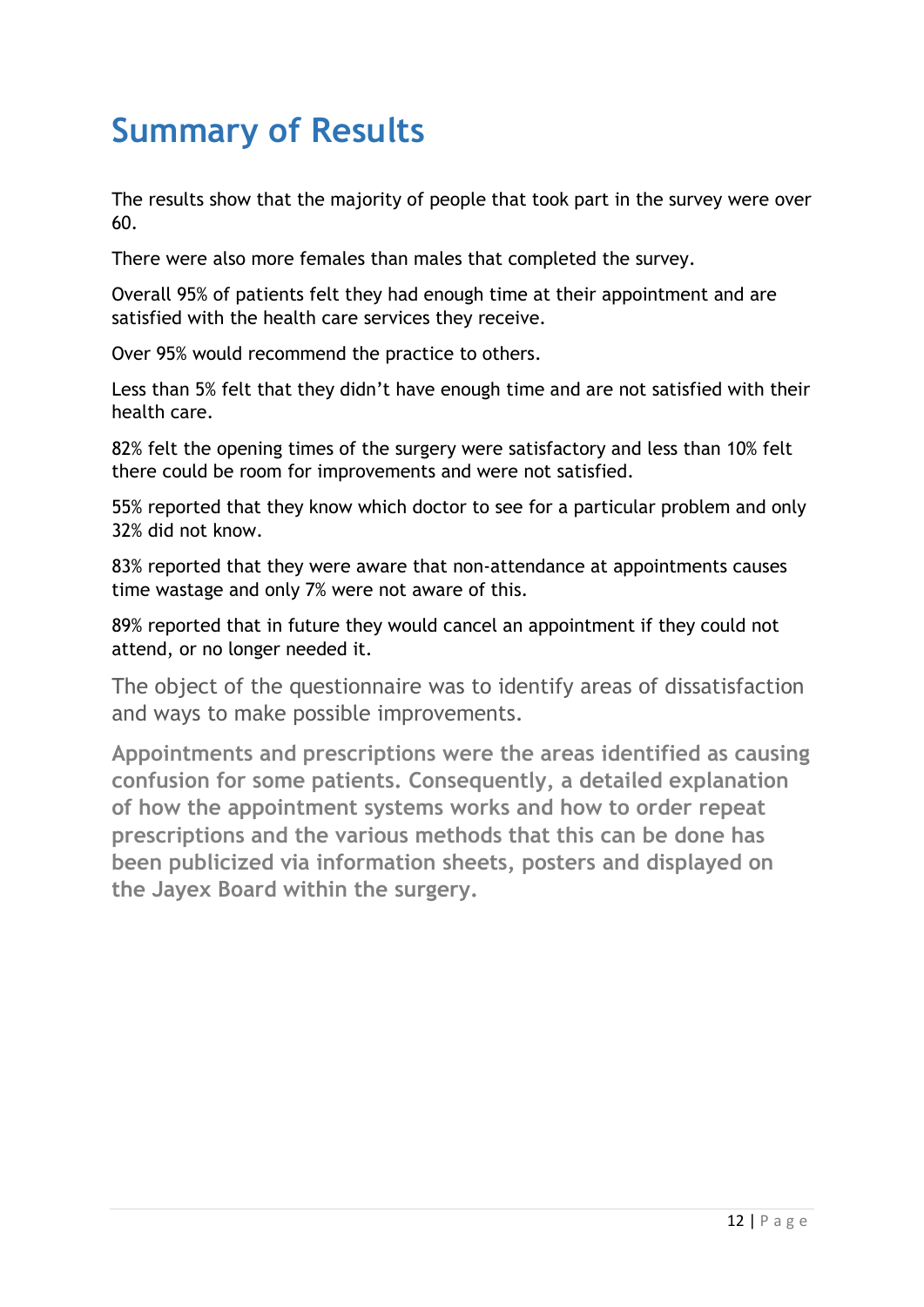# Summary of Results

The results show that the majority of people that took part in the survey were over 60.

There were also more females than males that completed the survey.

Overall 95% of patients felt they had enough time at their appointment and are satisfied with the health care services they receive.

Over 95% would recommend the practice to others.

Less than 5% felt that they didn't have enough time and are not satisfied with their health care.

82% felt the opening times of the surgery were satisfactory and less than 10% felt there could be room for improvements and were not satisfied.

55% reported that they know which doctor to see for a particular problem and only 32% did not know.

83% reported that they were aware that non-attendance at appointments causes time wastage and only 7% were not aware of this.

89% reported that in future they would cancel an appointment if they could not attend, or no longer needed it.

The object of the questionnaire was to identify areas of dissatisfaction and ways to make possible improvements.

**Appointments and prescriptions were the areas identified as causing confusion for some patients. Consequently, a detailed explanation of how the appointment systems works and how to order repeat prescriptions and the various methods that this can be done has been publicized via information sheets, posters and displayed on the Jayex Board within the surgery.**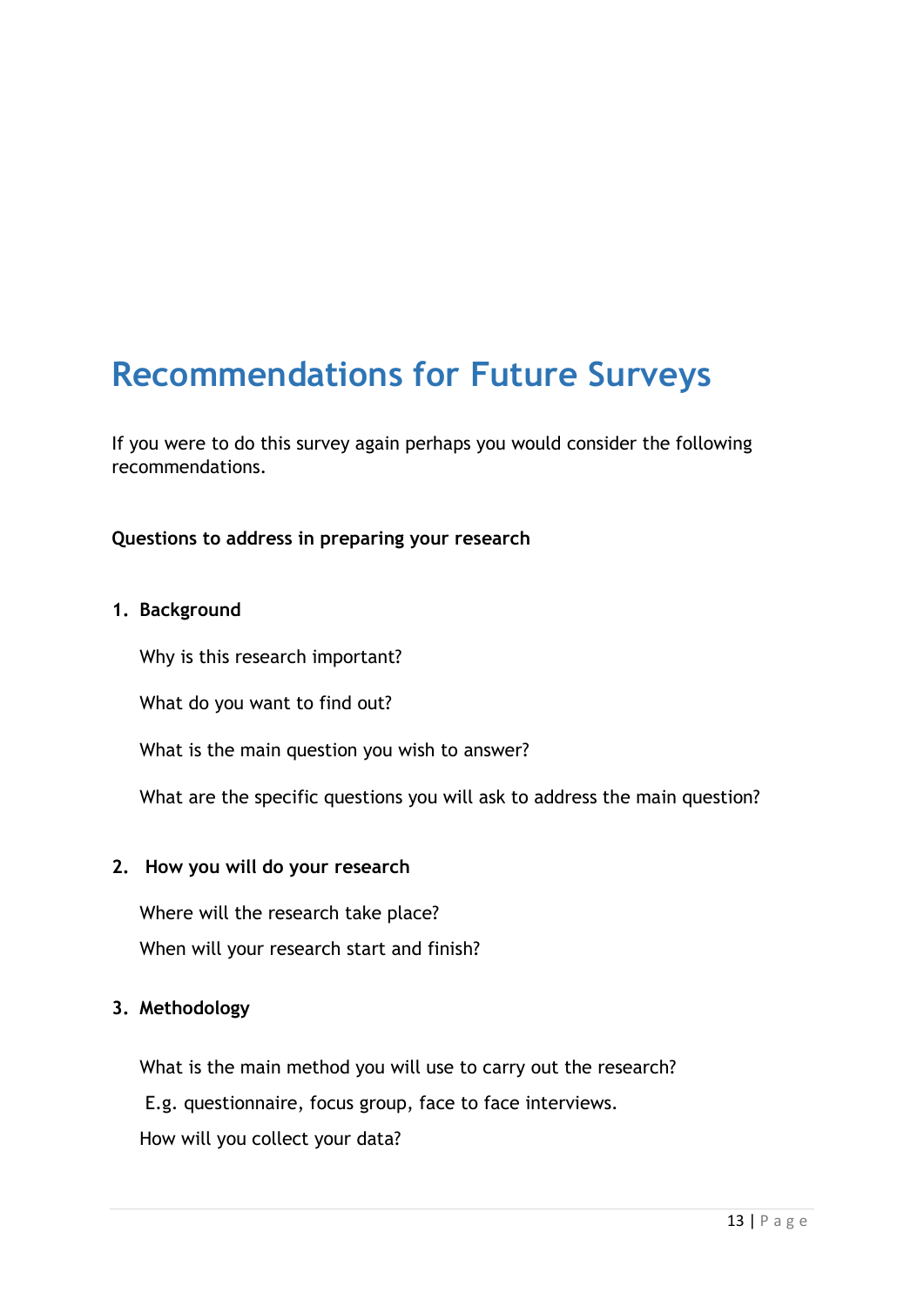# Recommendations for Future Surveys

If you were to do this survey again perhaps you would consider the following recommendations.

**Questions to address in preparing your research**

1. **Background**

   Why is this research important?

   What do you want to find out?

   What is the main question you wish to answer?

   What are the specific questions you will ask to address the main question?

2. **How you will do your research**

   Where will the research take place?

   When will your research start and finish?

3. **Methodology**

   What is the main method you will use to carry out the research?

   E.g. questionnaire, focus group, face to face interviews.

   How will you collect your data?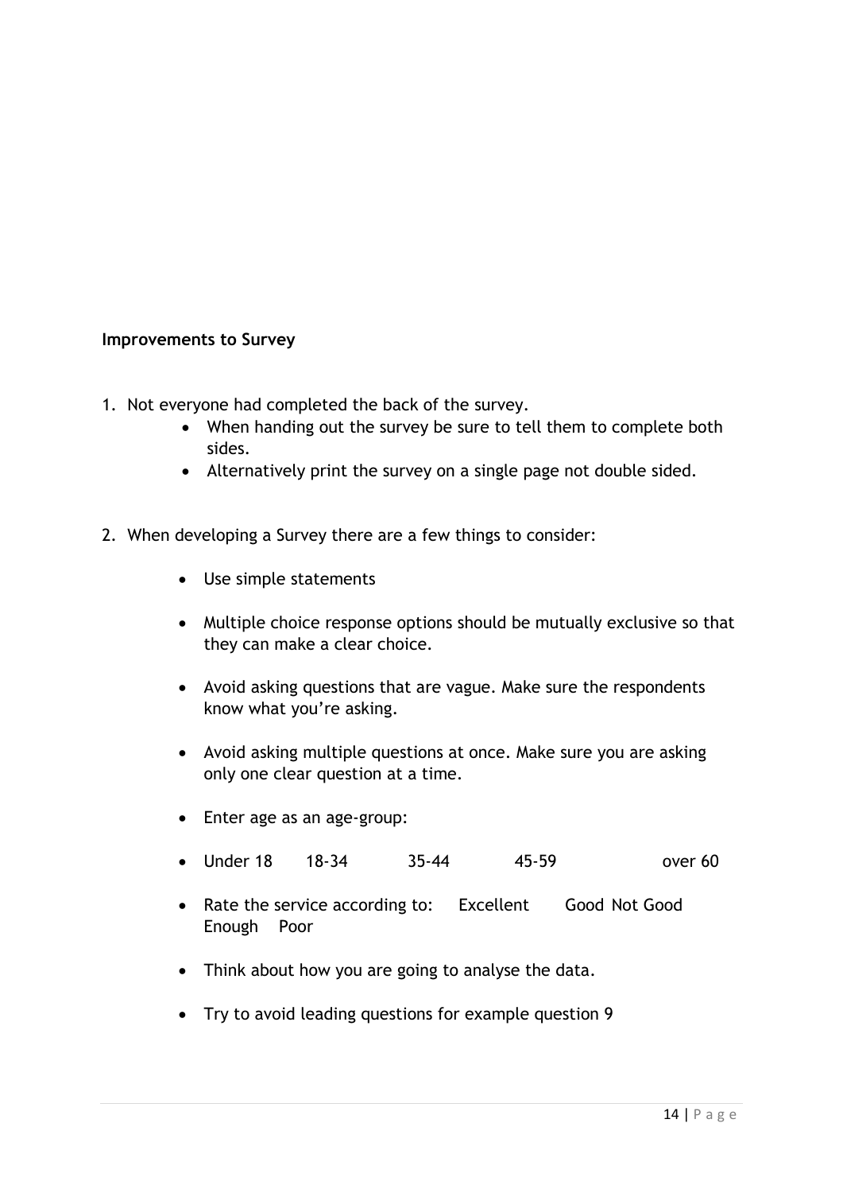**Improvements to Survey**

1. Not everyone had completed the back of the survey.
    - When handing out the survey be sure to tell them to complete both sides.
    - Alternatively print the survey on a single page not double sided.

2. When developing a Survey there are a few things to consider:

    - Use simple statements
    - Multiple choice response options should be mutually exclusive so that they can make a clear choice.
    - Avoid asking questions that are vague. Make sure the respondents know what you're asking.
    - Avoid asking multiple questions at once. Make sure you are asking only one clear question at a time.
    - Enter age as an age-group:
    - Under 18 18-34 35-44 45-59 over 60
    - Rate the service according to: Excellent Good Not Good Enough Poor
    - Think about how you are going to analyse the data.
    - Try to avoid leading questions for example question 9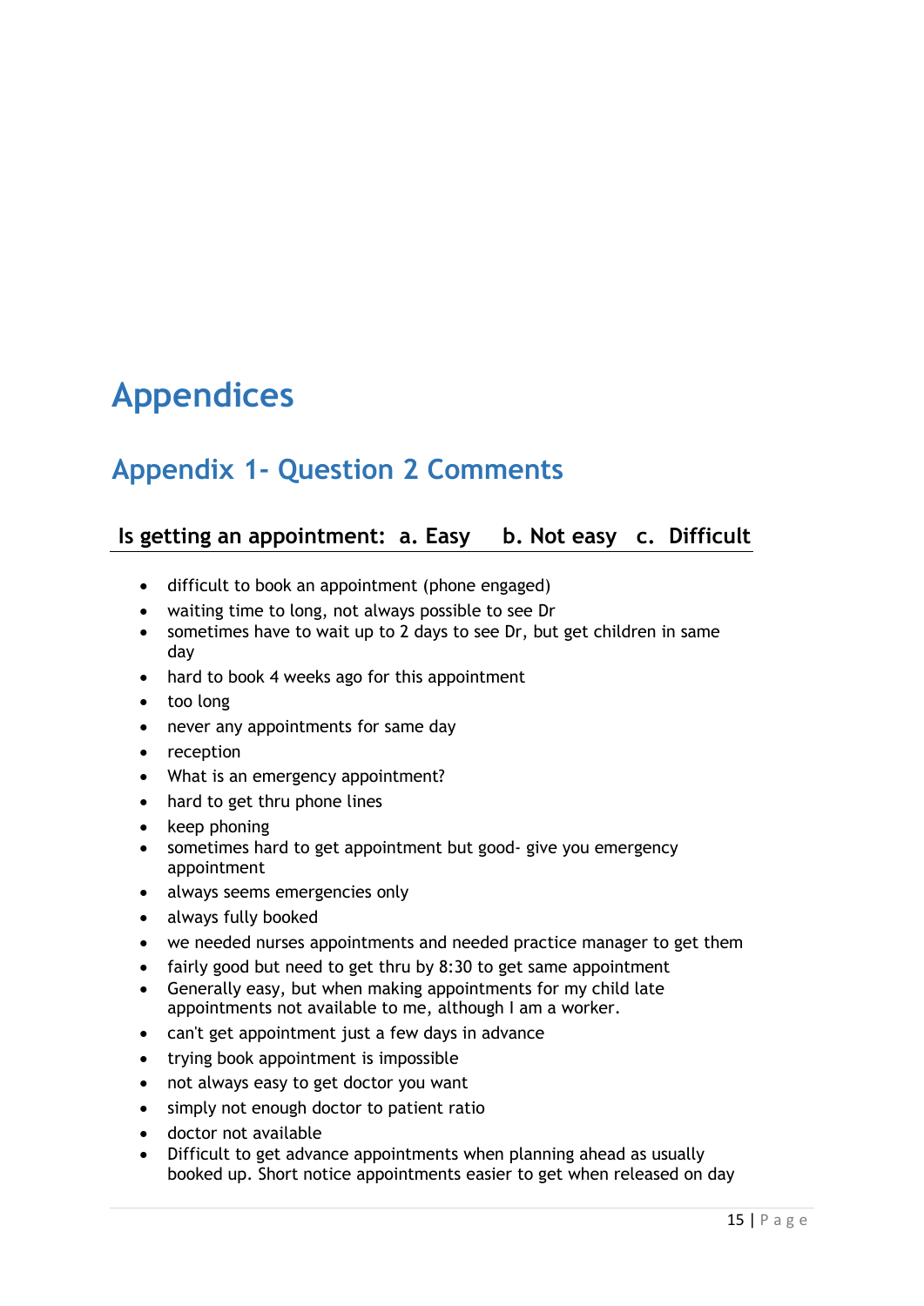# Appendices

## Appendix 1- Question 2 Comments

### Is getting an appointment: a. Easy b. Not easy c. Difficult

- difficult to book an appointment (phone engaged)
- waiting time to long, not always possible to see Dr
- sometimes have to wait up to 2 days to see Dr, but get children in same day
- hard to book 4 weeks ago for this appointment
- too long
- never any appointments for same day
- reception
- What is an emergency appointment?
- hard to get thru phone lines
- keep phoning
- sometimes hard to get appointment but good- give you emergency appointment
- always seems emergencies only
- always fully booked
- we needed nurses appointments and needed practice manager to get them
- fairly good but need to get thru by 8:30 to get same appointment
- Generally easy, but when making appointments for my child late appointments not available to me, although I am a worker.
- can't get appointment just a few days in advance
- trying book appointment is impossible
- not always easy to get doctor you want
- simply not enough doctor to patient ratio
- doctor not available
- Difficult to get advance appointments when planning ahead as usually booked up. Short notice appointments easier to get when released on day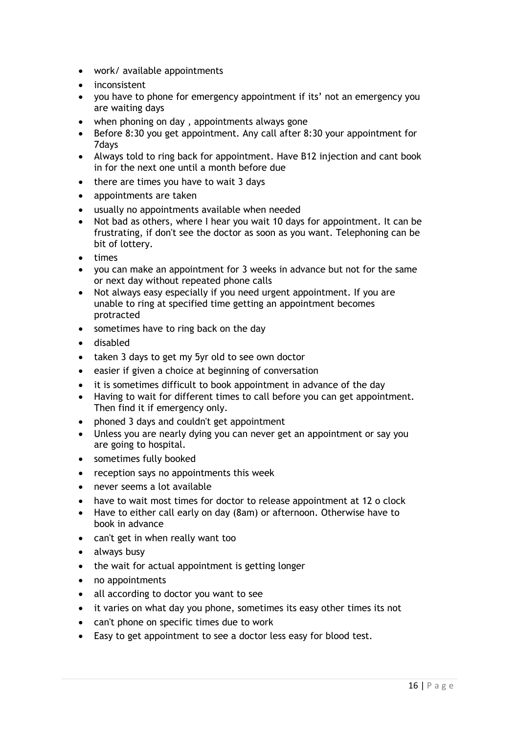- work/ available appointments
- inconsistent
- you have to phone for emergency appointment if its' not an emergency you are waiting days
- when phoning on day , appointments always gone
- Before 8:30 you get appointment. Any call after 8:30 your appointment for 7days
- Always told to ring back for appointment. Have B12 injection and cant book in for the next one until a month before due
- there are times you have to wait 3 days
- appointments are taken
- usually no appointments available when needed
- Not bad as others, where I hear you wait 10 days for appointment. It can be frustrating, if don't see the doctor as soon as you want. Telephoning can be bit of lottery.
- times
- you can make an appointment for 3 weeks in advance but not for the same or next day without repeated phone calls
- Not always easy especially if you need urgent appointment. If you are unable to ring at specified time getting an appointment becomes protracted
- sometimes have to ring back on the day
- disabled
- taken 3 days to get my 5yr old to see own doctor
- easier if given a choice at beginning of conversation
- it is sometimes difficult to book appointment in advance of the day
- Having to wait for different times to call before you can get appointment. Then find it if emergency only.
- phoned 3 days and couldn't get appointment
- Unless you are nearly dying you can never get an appointment or say you are going to hospital.
- sometimes fully booked
- reception says no appointments this week
- never seems a lot available
- have to wait most times for doctor to release appointment at 12 o clock
- Have to either call early on day (8am) or afternoon. Otherwise have to book in advance
- can't get in when really want too
- always busy
- the wait for actual appointment is getting longer
- no appointments
- all according to doctor you want to see
- it varies on what day you phone, sometimes its easy other times its not
- can't phone on specific times due to work
- Easy to get appointment to see a doctor less easy for blood test.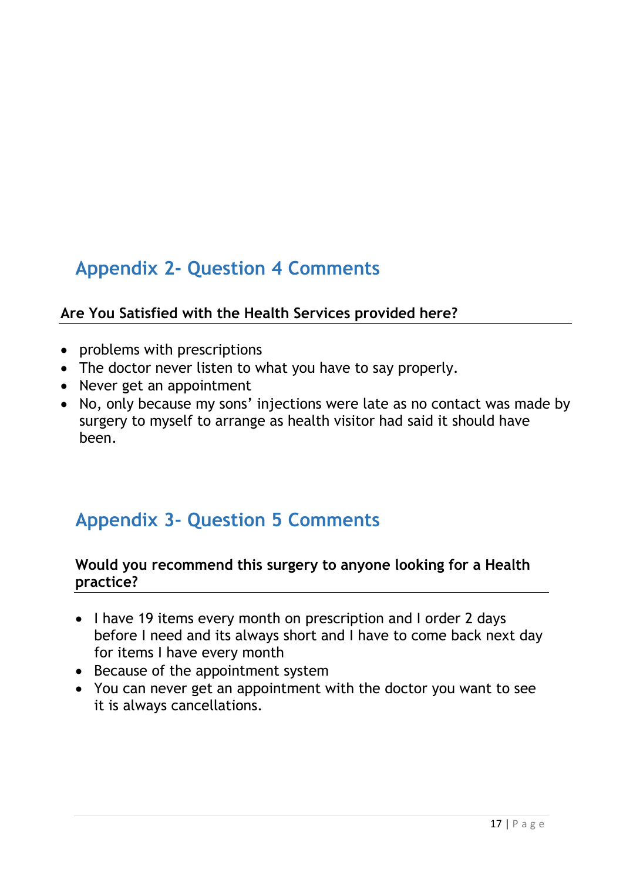## Appendix 2- Question 4 Comments

**Are You Satisfied with the Health Services provided here?**

- problems with prescriptions
- The doctor never listen to what you have to say properly.
- Never get an appointment
- No, only because my sons' injections were late as no contact was made by surgery to myself to arrange as health visitor had said it should have been.

## Appendix 3- Question 5 Comments

**Would you recommend this surgery to anyone looking for a Health practice?**

- I have 19 items every month on prescription and I order 2 days before I need and its always short and I have to come back next day for items I have every month
- Because of the appointment system
- You can never get an appointment with the doctor you want to see it is always cancellations.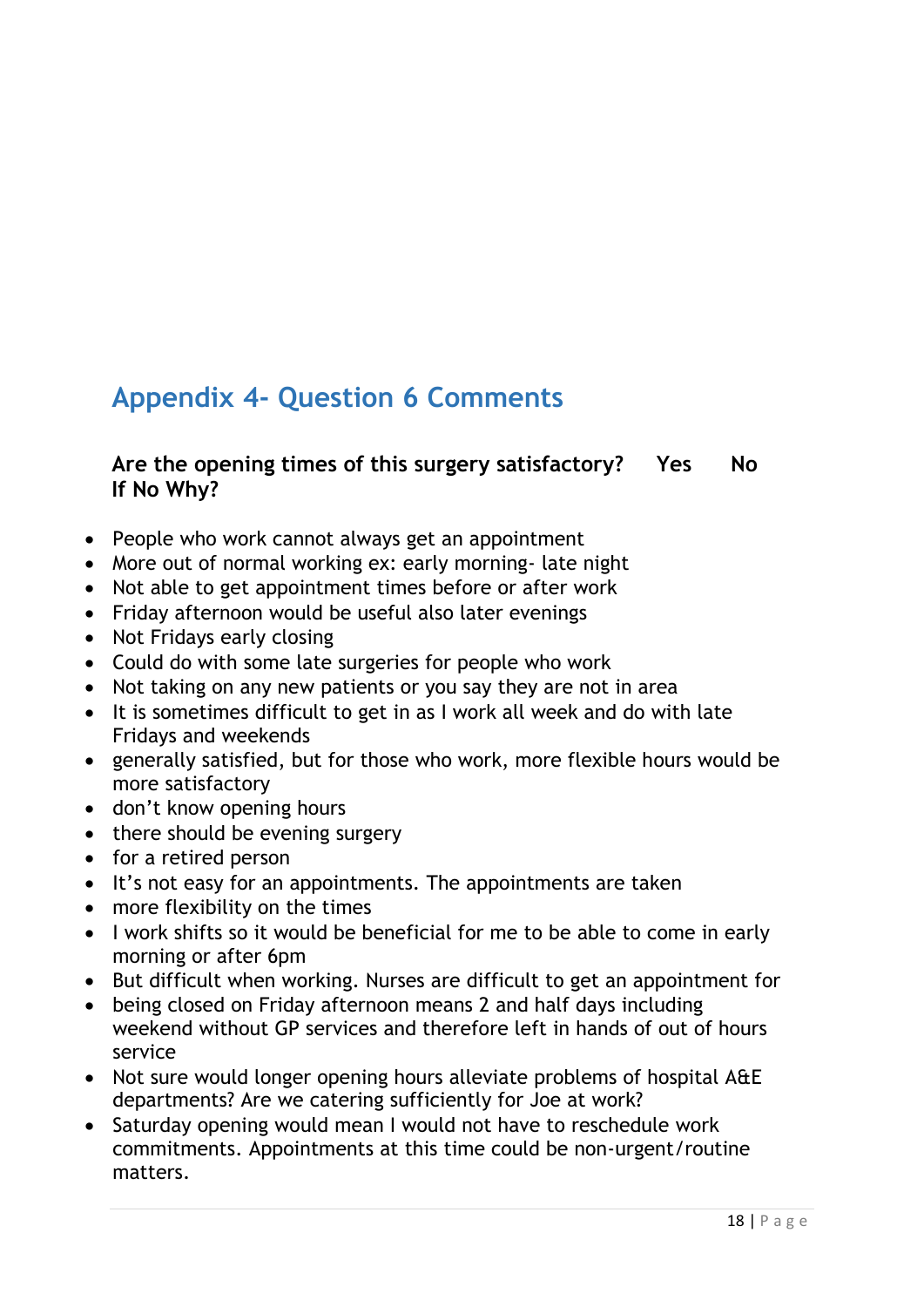## Appendix 4- Question 6 Comments

**Are the opening times of this surgery satisfactory?  Yes  No**
**If No Why?**

- People who work cannot always get an appointment
- More out of normal working ex: early morning- late night
- Not able to get appointment times before or after work
- Friday afternoon would be useful also later evenings
- Not Fridays early closing
- Could do with some late surgeries for people who work
- Not taking on any new patients or you say they are not in area
- It is sometimes difficult to get in as I work all week and do with late Fridays and weekends
- generally satisfied, but for those who work, more flexible hours would be more satisfactory
- don't know opening hours
- there should be evening surgery
- for a retired person
- It's not easy for an appointments. The appointments are taken
- more flexibility on the times
- I work shifts so it would be beneficial for me to be able to come in early morning or after 6pm
- But difficult when working. Nurses are difficult to get an appointment for
- being closed on Friday afternoon means 2 and half days including weekend without GP services and therefore left in hands of out of hours service
- Not sure would longer opening hours alleviate problems of hospital A&E departments? Are we catering sufficiently for Joe at work?
- Saturday opening would mean I would not have to reschedule work commitments. Appointments at this time could be non-urgent/routine matters.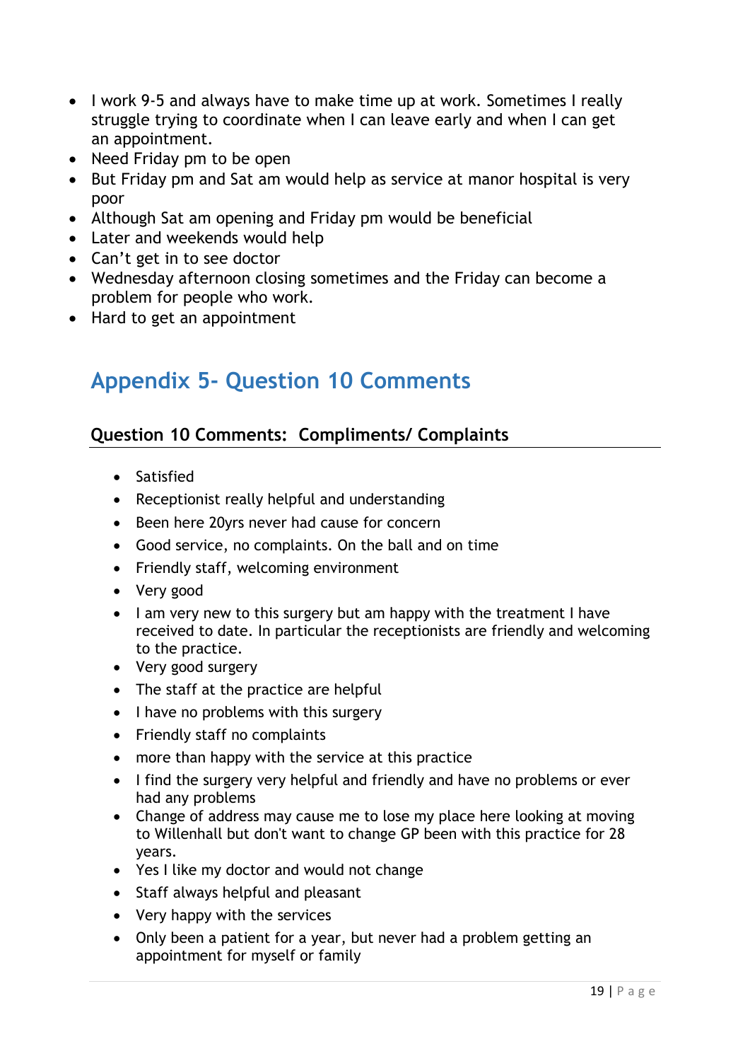- I work 9-5 and always have to make time up at work. Sometimes I really struggle trying to coordinate when I can leave early and when I can get an appointment.
- Need Friday pm to be open
- But Friday pm and Sat am would help as service at manor hospital is very poor
- Although Sat am opening and Friday pm would be beneficial
- Later and weekends would help
- Can't get in to see doctor
- Wednesday afternoon closing sometimes and the Friday can become a problem for people who work.
- Hard to get an appointment

## Appendix 5- Question 10 Comments

### Question 10 Comments: Compliments/ Complaints

- Satisfied
- Receptionist really helpful and understanding
- Been here 20yrs never had cause for concern
- Good service, no complaints. On the ball and on time
- Friendly staff, welcoming environment
- Very good
- I am very new to this surgery but am happy with the treatment I have received to date. In particular the receptionists are friendly and welcoming to the practice.
- Very good surgery
- The staff at the practice are helpful
- I have no problems with this surgery
- Friendly staff no complaints
- more than happy with the service at this practice
- I find the surgery very helpful and friendly and have no problems or ever had any problems
- Change of address may cause me to lose my place here looking at moving to Willenhall but don't want to change GP been with this practice for 28 years.
- Yes I like my doctor and would not change
- Staff always helpful and pleasant
- Very happy with the services
- Only been a patient for a year, but never had a problem getting an appointment for myself or family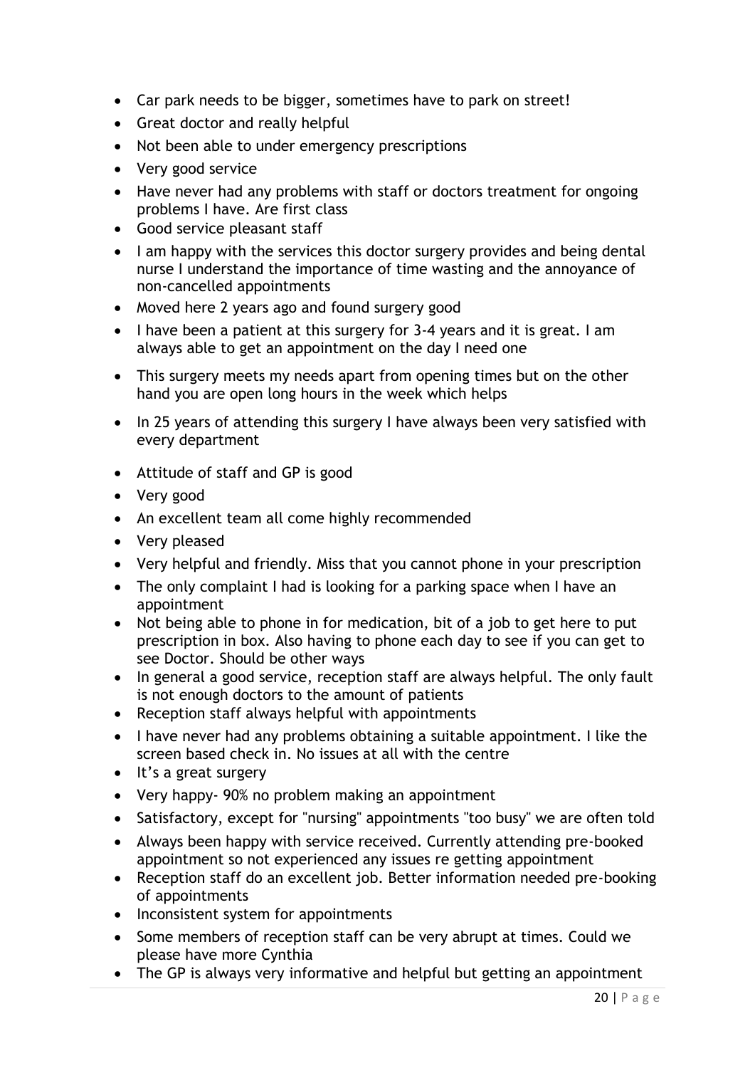- Car park needs to be bigger, sometimes have to park on street!
- Great doctor and really helpful
- Not been able to under emergency prescriptions
- Very good service
- Have never had any problems with staff or doctors treatment for ongoing problems I have. Are first class
- Good service pleasant staff
- I am happy with the services this doctor surgery provides and being dental nurse I understand the importance of time wasting and the annoyance of non-cancelled appointments
- Moved here 2 years ago and found surgery good
- I have been a patient at this surgery for 3-4 years and it is great. I am always able to get an appointment on the day I need one
- This surgery meets my needs apart from opening times but on the other hand you are open long hours in the week which helps
- In 25 years of attending this surgery I have always been very satisfied with every department
- Attitude of staff and GP is good
- Very good
- An excellent team all come highly recommended
- Very pleased
- Very helpful and friendly. Miss that you cannot phone in your prescription
- The only complaint I had is looking for a parking space when I have an appointment
- Not being able to phone in for medication, bit of a job to get here to put prescription in box. Also having to phone each day to see if you can get to see Doctor. Should be other ways
- In general a good service, reception staff are always helpful. The only fault is not enough doctors to the amount of patients
- Reception staff always helpful with appointments
- I have never had any problems obtaining a suitable appointment. I like the screen based check in. No issues at all with the centre
- It's a great surgery
- Very happy- 90% no problem making an appointment
- Satisfactory, except for "nursing" appointments "too busy" we are often told
- Always been happy with service received. Currently attending pre-booked appointment so not experienced any issues re getting appointment
- Reception staff do an excellent job. Better information needed pre-booking of appointments
- Inconsistent system for appointments
- Some members of reception staff can be very abrupt at times. Could we please have more Cynthia
- The GP is always very informative and helpful but getting an appointment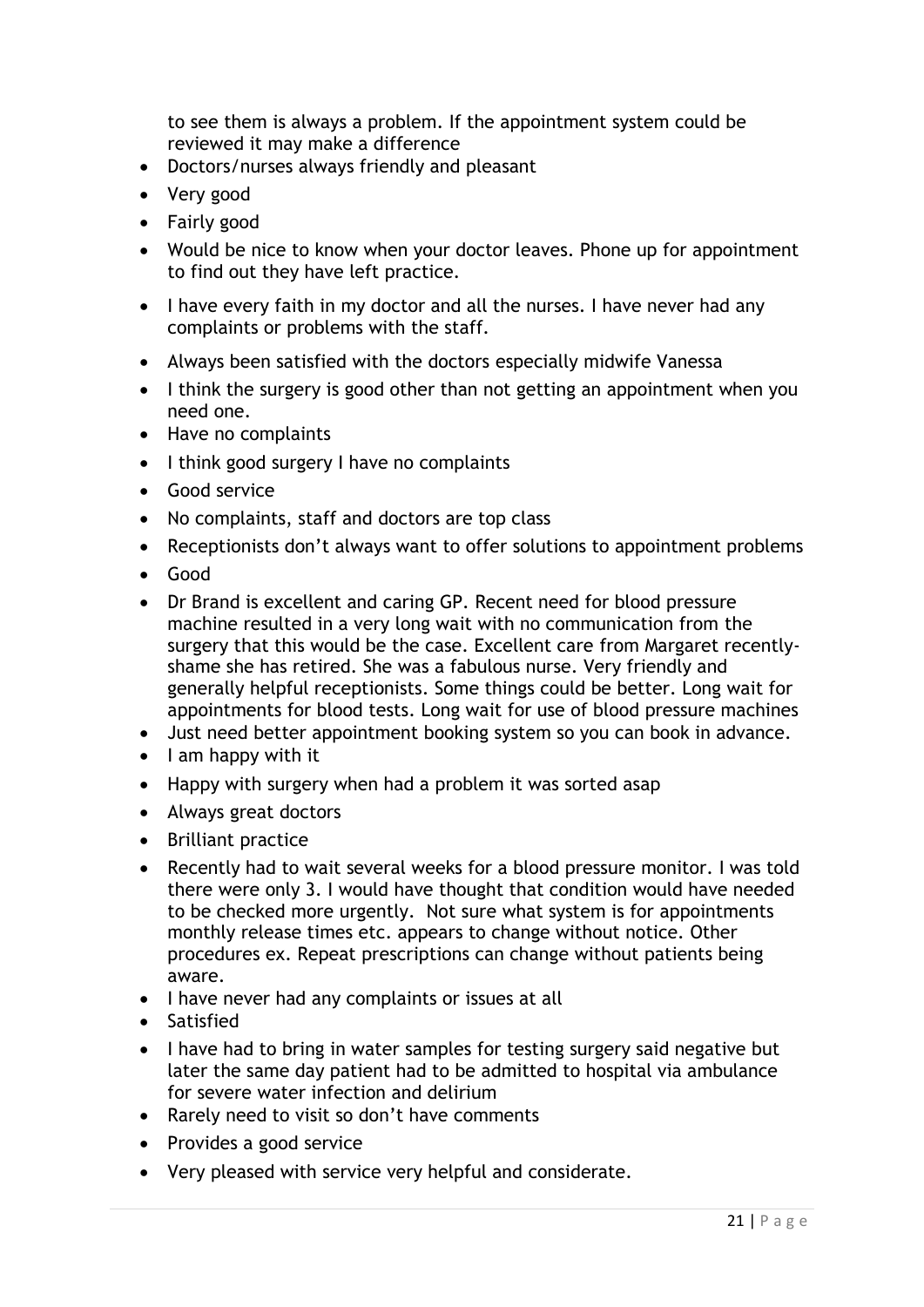to see them is always a problem. If the appointment system could be reviewed it may make a difference

- Doctors/nurses always friendly and pleasant
- Very good
- Fairly good
- Would be nice to know when your doctor leaves. Phone up for appointment to find out they have left practice.
- I have every faith in my doctor and all the nurses. I have never had any complaints or problems with the staff.
- Always been satisfied with the doctors especially midwife Vanessa
- I think the surgery is good other than not getting an appointment when you need one.
- Have no complaints
- I think good surgery I have no complaints
- Good service
- No complaints, staff and doctors are top class
- Receptionists don't always want to offer solutions to appointment problems
- Good
- Dr Brand is excellent and caring GP. Recent need for blood pressure machine resulted in a very long wait with no communication from the surgery that this would be the case. Excellent care from Margaret recently- shame she has retired. She was a fabulous nurse. Very friendly and generally helpful receptionists. Some things could be better. Long wait for appointments for blood tests. Long wait for use of blood pressure machines
- Just need better appointment booking system so you can book in advance.
- I am happy with it
- Happy with surgery when had a problem it was sorted asap
- Always great doctors
- Brilliant practice
- Recently had to wait several weeks for a blood pressure monitor. I was told there were only 3. I would have thought that condition would have needed to be checked more urgently. Not sure what system is for appointments monthly release times etc. appears to change without notice. Other procedures ex. Repeat prescriptions can change without patients being aware.
- I have never had any complaints or issues at all
- Satisfied
- I have had to bring in water samples for testing surgery said negative but later the same day patient had to be admitted to hospital via ambulance for severe water infection and delirium
- Rarely need to visit so don't have comments
- Provides a good service
- Very pleased with service very helpful and considerate.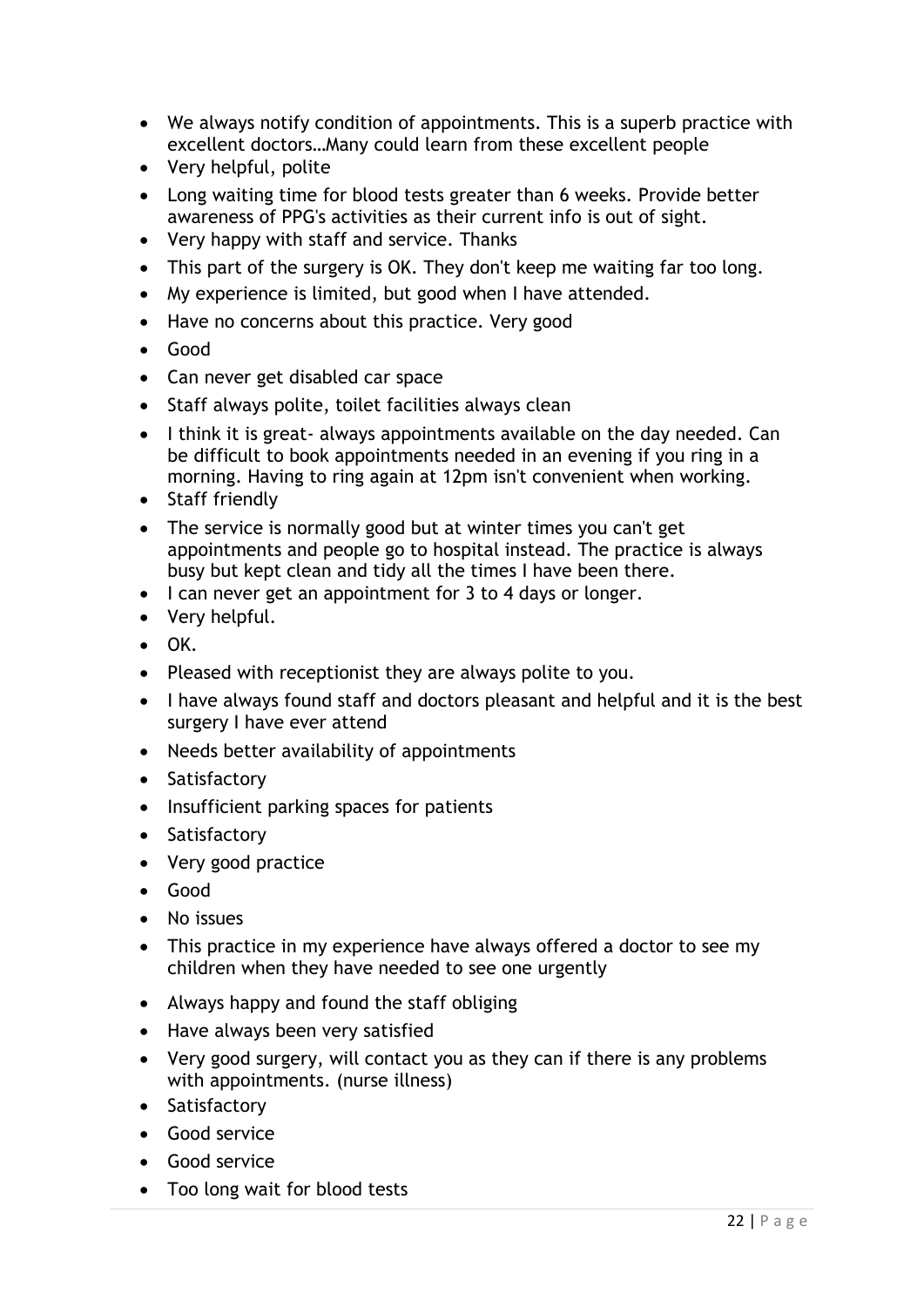- We always notify condition of appointments. This is a superb practice with excellent doctors…Many could learn from these excellent people
- Very helpful, polite
- Long waiting time for blood tests greater than 6 weeks. Provide better awareness of PPG's activities as their current info is out of sight.
- Very happy with staff and service. Thanks
- This part of the surgery is OK. They don't keep me waiting far too long.
- My experience is limited, but good when I have attended.
- Have no concerns about this practice. Very good
- Good
- Can never get disabled car space
- Staff always polite, toilet facilities always clean
- I think it is great- always appointments available on the day needed. Can be difficult to book appointments needed in an evening if you ring in a morning. Having to ring again at 12pm isn't convenient when working.
- Staff friendly
- The service is normally good but at winter times you can't get appointments and people go to hospital instead. The practice is always busy but kept clean and tidy all the times I have been there.
- I can never get an appointment for 3 to 4 days or longer.
- Very helpful.
- OK.
- Pleased with receptionist they are always polite to you.
- I have always found staff and doctors pleasant and helpful and it is the best surgery I have ever attend
- Needs better availability of appointments
- Satisfactory
- Insufficient parking spaces for patients
- Satisfactory
- Very good practice
- Good
- No issues
- This practice in my experience have always offered a doctor to see my children when they have needed to see one urgently
- Always happy and found the staff obliging
- Have always been very satisfied
- Very good surgery, will contact you as they can if there is any problems with appointments. (nurse illness)
- Satisfactory
- Good service
- Good service
- Too long wait for blood tests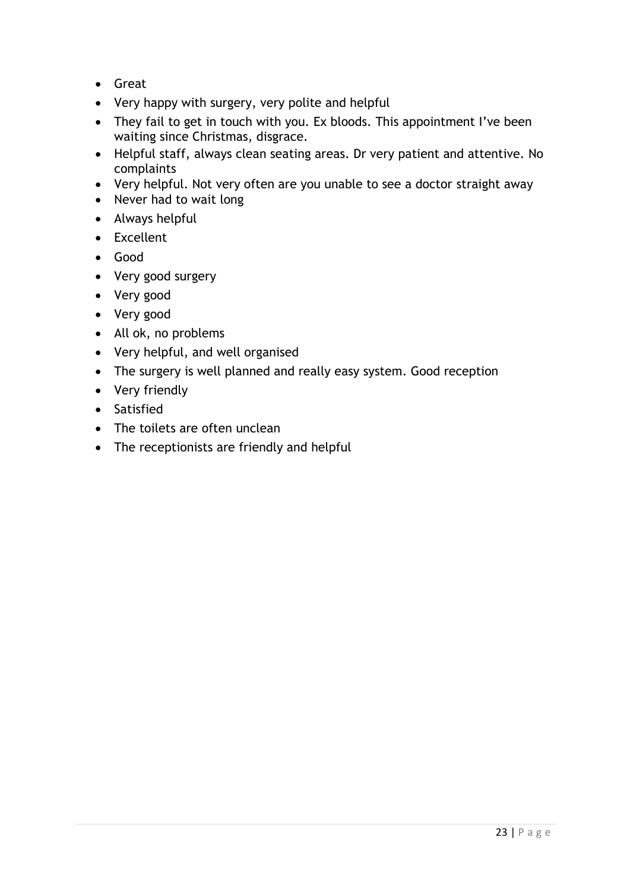- Great
- Very happy with surgery, very polite and helpful
- They fail to get in touch with you. Ex bloods. This appointment I've been waiting since Christmas, disgrace.
- Helpful staff, always clean seating areas. Dr very patient and attentive. No complaints
- Very helpful. Not very often are you unable to see a doctor straight away
- Never had to wait long
- Always helpful
- Excellent
- Good
- Very good surgery
- Very good
- Very good
- All ok, no problems
- Very helpful, and well organised
- The surgery is well planned and really easy system. Good reception
- Very friendly
- Satisfied
- The toilets are often unclean
- The receptionists are friendly and helpful